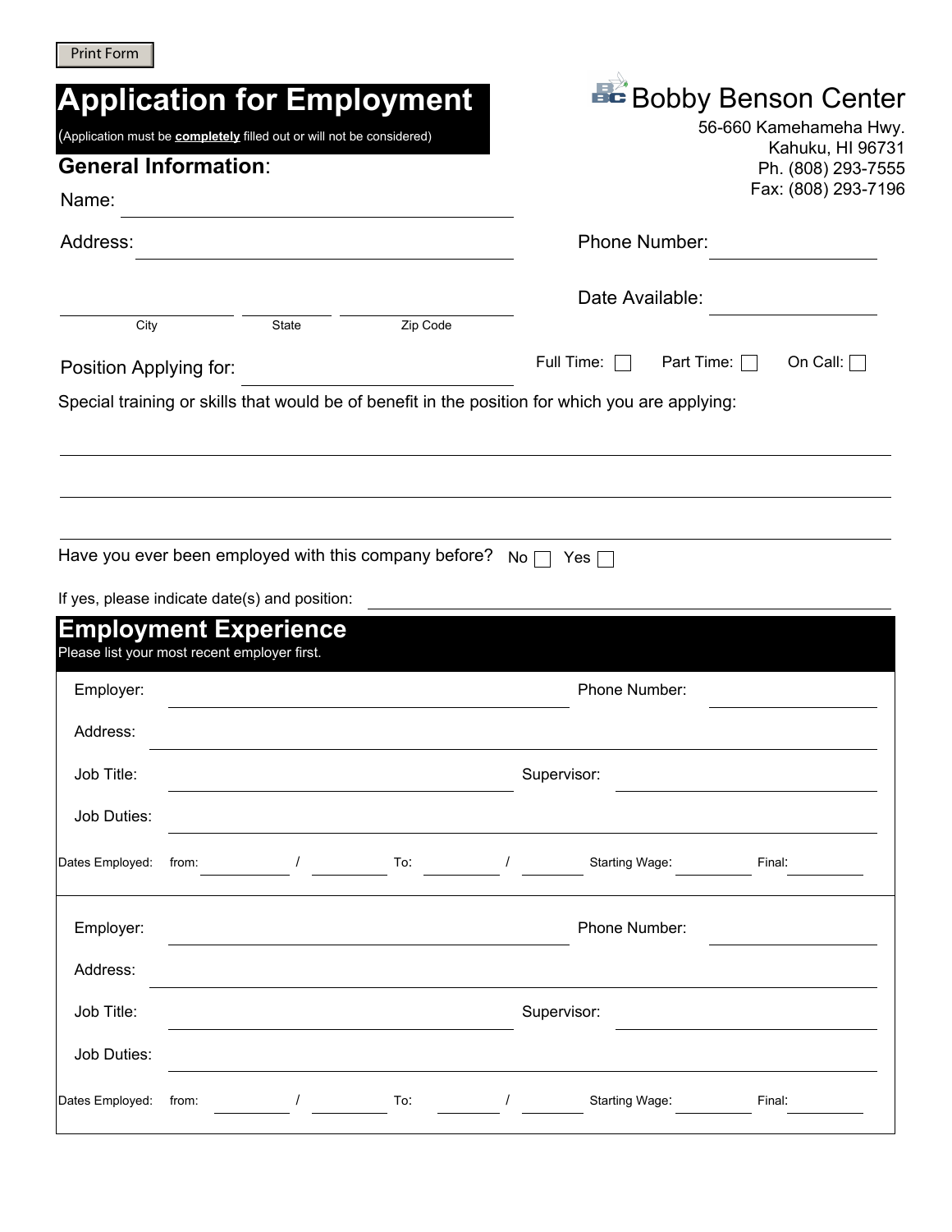Print Form

# Application for Employment

(Application must be **completely** filled out or will not be considered)

**Bobby Benson Center**
56-660 Kamehameha Hwy.
Kahuku, HI 96731
Ph. (808) 293-7555
Fax: (808) 293-7196

## General Information:

Name: ______________________

Address: ______________________ Phone Number: ______________

______________ ______________ ______________ Date Available: ______________
City State Zip Code

Position Applying for: ______________ Full Time: ☐ Part Time: ☐ On Call: ☐

Special training or skills that would be of benefit in the position for which you are applying:

______________________________________________

______________________________________________

______________________________________________

Have you ever been employed with this company before? No ☐ Yes ☐

If yes, please indicate date(s) and position: ______________________

## Employment Experience

Please list your most recent employer first.

Employer: ______________________ Phone Number: ______________

Address: ______________________________________________

Job Title: ______________________ Supervisor: ______________

Job Duties: ______________________________________________

Dates Employed: from: ________ / ________ To: ________ / ________ Starting Wage: ________ Final: ________

Employer: ______________________ Phone Number: ______________

Address: ______________________________________________

Job Title: ______________________ Supervisor: ______________

Job Duties: ______________________________________________

Dates Employed: from: ________ / ________ To: ________ / ________ Starting Wage: ________ Final: ________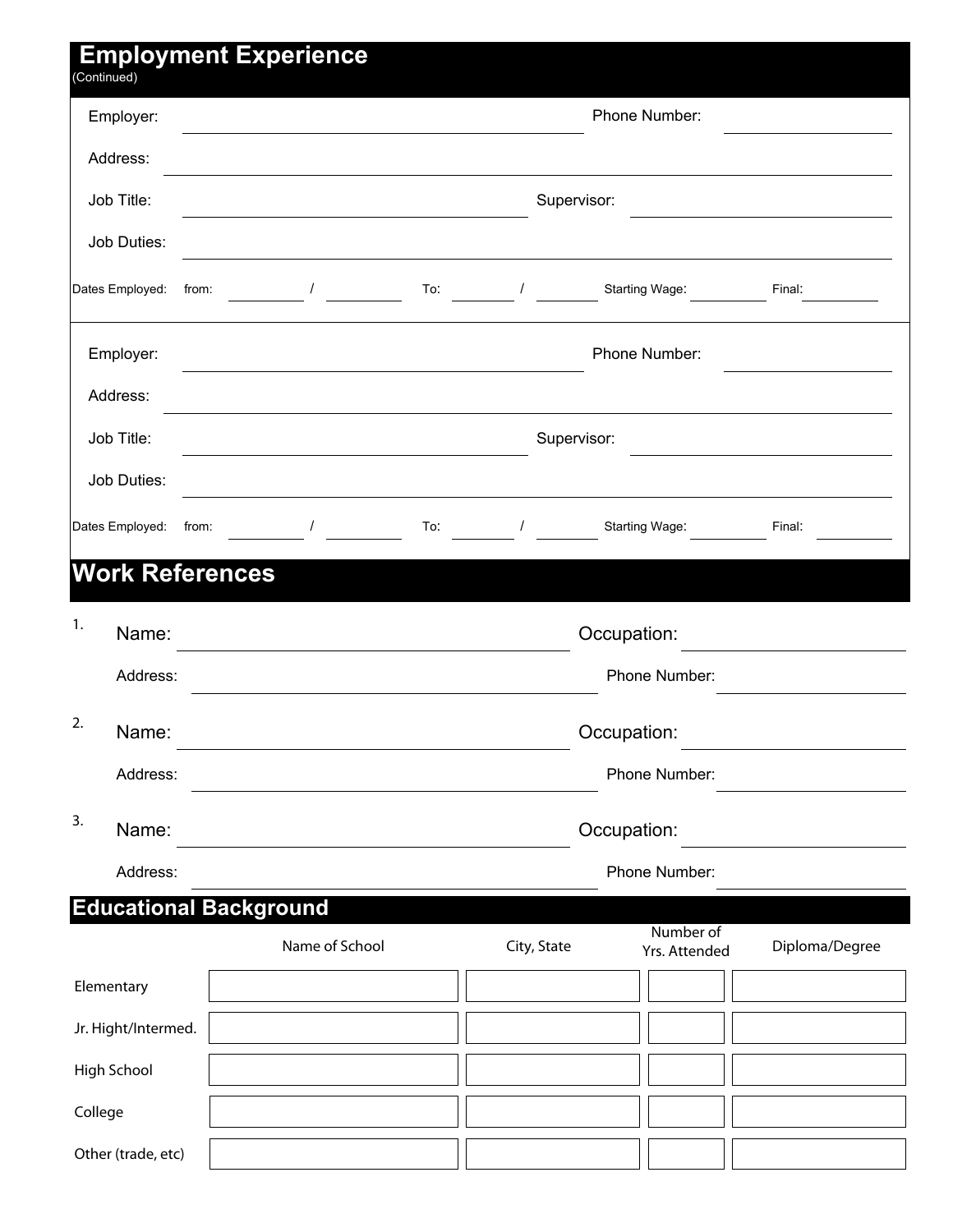## Employment Experience

(Continued)

Employer: ____________________ Phone Number: ____________

Address: ____________________

Job Title: ____________________ Supervisor: ____________

Job Duties: ____________________

Dates Employed: from: ______ / ______ To: ______ / ______ Starting Wage: ______ Final: ______

Employer: ____________________ Phone Number: ____________

Address: ____________________

Job Title: ____________________ Supervisor: ____________

Job Duties: ____________________

Dates Employed: from: ______ / ______ To: ______ / ______ Starting Wage: ______ Final: ______

## Work References

1. Name: ____________________ Occupation: ____________

   Address: ____________________ Phone Number: ____________

2. Name: ____________________ Occupation: ____________

   Address: ____________________ Phone Number: ____________

3. Name: ____________________ Occupation: ____________

   Address: ____________________ Phone Number: ____________

## Educational Background

| | Name of School | City, State | Number of Yrs. Attended | Diploma/Degree |
|---|---|---|---|---|
| Elementary | | | | |
| Jr. Hight/Intermed. | | | | |
| High School | | | | |
| College | | | | |
| Other (trade, etc) | | | | |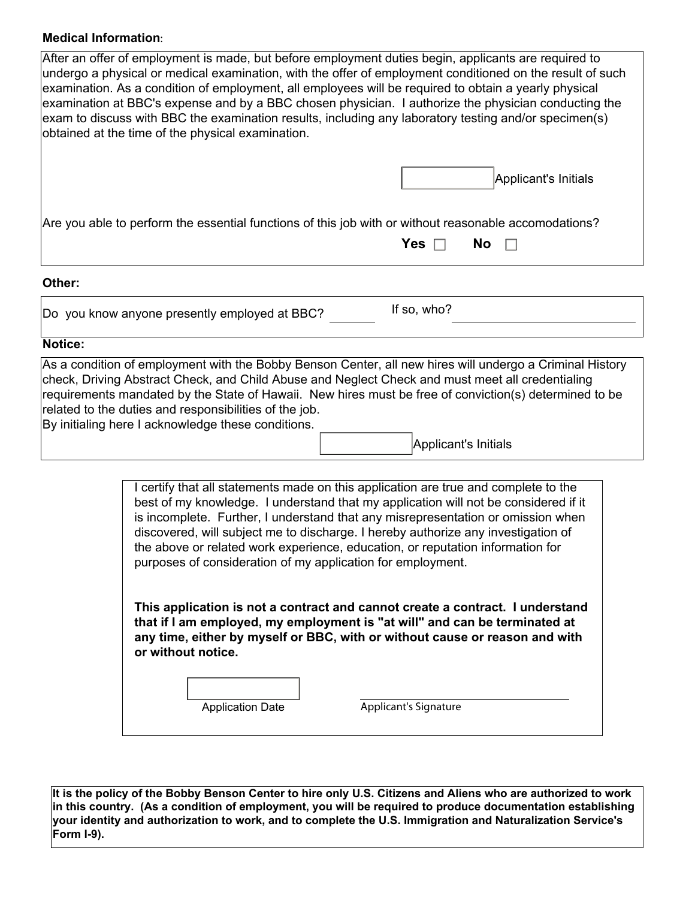**Medical Information**:

After an offer of employment is made, but before employment duties begin, applicants are required to undergo a physical or medical examination, with the offer of employment conditioned on the result of such examination. As a condition of employment, all employees will be required to obtain a yearly physical examination at BBC's expense and by a BBC chosen physician. I authorize the physician conducting the exam to discuss with BBC the examination results, including any laboratory testing and/or specimen(s) obtained at the time of the physical examination.

\_\_\_\_\_\_\_\_\_\_ Applicant's Initials

Are you able to perform the essential functions of this job with or without reasonable accomodations?

**Yes** ☐ **No** ☐

**Other:**

Do you know anyone presently employed at BBC? \_\_\_\_\_\_\_ If so, who? \_\_\_\_\_\_\_\_\_\_\_\_\_\_\_\_\_\_\_\_

**Notice:**

As a condition of employment with the Bobby Benson Center, all new hires will undergo a Criminal History check, Driving Abstract Check, and Child Abuse and Neglect Check and must meet all credentialing requirements mandated by the State of Hawaii. New hires must be free of conviction(s) determined to be related to the duties and responsibilities of the job.
By initialing here I acknowledge these conditions.

\_\_\_\_\_\_\_\_\_\_ Applicant's Initials

I certify that all statements made on this application are true and complete to the best of my knowledge. I understand that my application will not be considered if it is incomplete. Further, I understand that any misrepresentation or omission when discovered, will subject me to discharge. I hereby authorize any investigation of the above or related work experience, education, or reputation information for purposes of consideration of my application for employment.

**This application is not a contract and cannot create a contract. I understand that if I am employed, my employment is "at will" and can be terminated at any time, either by myself or BBC, with or without cause or reason and with or without notice.**

\_\_\_\_\_\_\_\_\_\_ Application Date

\_\_\_\_\_\_\_\_\_\_\_\_\_\_\_\_\_\_\_\_ Applicant's Signature

**It is the policy of the Bobby Benson Center to hire only U.S. Citizens and Aliens who are authorized to work in this country. (As a condition of employment, you will be required to produce documentation establishing your identity and authorization to work, and to complete the U.S. Immigration and Naturalization Service's Form I-9).**